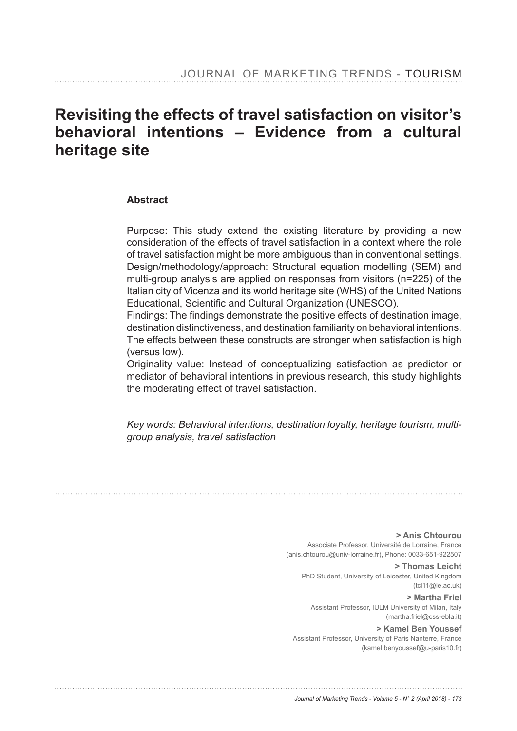# Revisiting the effects of travel satisfaction on visitor's behavioral intentions – Evidence from a cultural heritage site

## Abstract

Purpose: This study extend the existing literature by providing a new consideration of the effects of travel satisfaction in a context where the role of travel satisfaction might be more ambiguous than in conventional settings.
Design/methodology/approach: Structural equation modelling (SEM) and multi-group analysis are applied on responses from visitors (n=225) of the Italian city of Vicenza and its world heritage site (WHS) of the United Nations Educational, Scientific and Cultural Organization (UNESCO).
Findings: The findings demonstrate the positive effects of destination image, destination distinctiveness, and destination familiarity on behavioral intentions. The effects between these constructs are stronger when satisfaction is high (versus low).
Originality value: Instead of conceptualizing satisfaction as predictor or mediator of behavioral intentions in previous research, this study highlights the moderating effect of travel satisfaction.

*Key words: Behavioral intentions, destination loyalty, heritage tourism, multi-group analysis, travel satisfaction*

**> Anis Chtourou**
Associate Professor, Université de Lorraine, France
(anis.chtourou@univ-lorraine.fr), Phone: 0033-651-922507

**> Thomas Leicht**
PhD Student, University of Leicester, United Kingdom
(tcl11@le.ac.uk)

**> Martha Friel**
Assistant Professor, IULM University of Milan, Italy
(martha.friel@css-ebla.it)

**> Kamel Ben Youssef**
Assistant Professor, University of Paris Nanterre, France
(kamel.benyoussef@u-paris10.fr)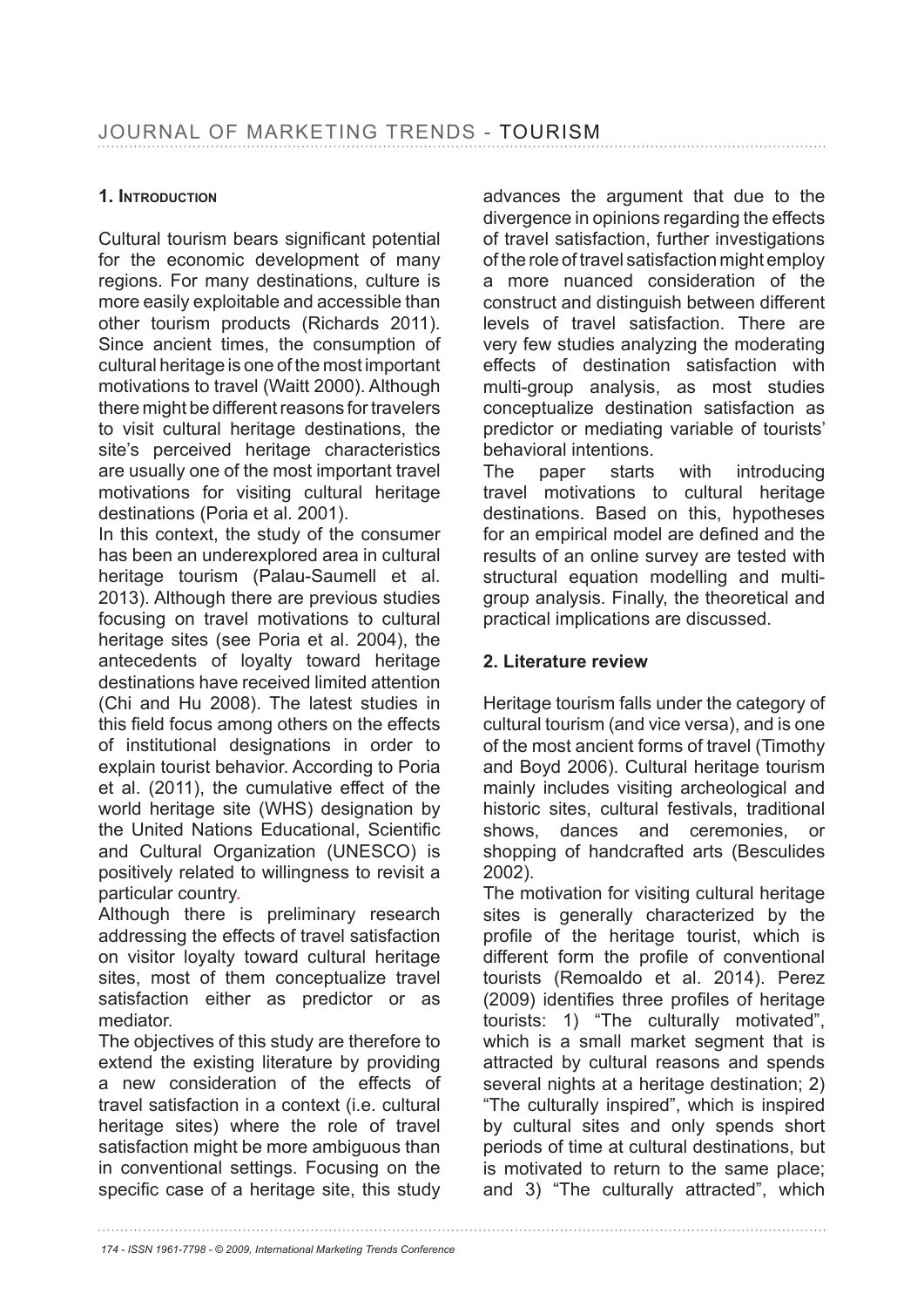## 1. Introduction

Cultural tourism bears significant potential for the economic development of many regions. For many destinations, culture is more easily exploitable and accessible than other tourism products (Richards 2011). Since ancient times, the consumption of cultural heritage is one of the most important motivations to travel (Waitt 2000). Although there might be different reasons for travelers to visit cultural heritage destinations, the site's perceived heritage characteristics are usually one of the most important travel motivations for visiting cultural heritage destinations (Poria et al. 2001).

In this context, the study of the consumer has been an underexplored area in cultural heritage tourism (Palau-Saumell et al. 2013). Although there are previous studies focusing on travel motivations to cultural heritage sites (see Poria et al. 2004), the antecedents of loyalty toward heritage destinations have received limited attention (Chi and Hu 2008). The latest studies in this field focus among others on the effects of institutional designations in order to explain tourist behavior. According to Poria et al. (2011), the cumulative effect of the world heritage site (WHS) designation by the United Nations Educational, Scientific and Cultural Organization (UNESCO) is positively related to willingness to revisit a particular country.

Although there is preliminary research addressing the effects of travel satisfaction on visitor loyalty toward cultural heritage sites, most of them conceptualize travel satisfaction either as predictor or as mediator.

The objectives of this study are therefore to extend the existing literature by providing a new consideration of the effects of travel satisfaction in a context (i.e. cultural heritage sites) where the role of travel satisfaction might be more ambiguous than in conventional settings. Focusing on the specific case of a heritage site, this study advances the argument that due to the divergence in opinions regarding the effects of travel satisfaction, further investigations of the role of travel satisfaction might employ a more nuanced consideration of the construct and distinguish between different levels of travel satisfaction. There are very few studies analyzing the moderating effects of destination satisfaction with multi-group analysis, as most studies conceptualize destination satisfaction as predictor or mediating variable of tourists' behavioral intentions.

The paper starts with introducing travel motivations to cultural heritage destinations. Based on this, hypotheses for an empirical model are defined and the results of an online survey are tested with structural equation modelling and multi-group analysis. Finally, the theoretical and practical implications are discussed.

## 2. Literature review

Heritage tourism falls under the category of cultural tourism (and vice versa), and is one of the most ancient forms of travel (Timothy and Boyd 2006). Cultural heritage tourism mainly includes visiting archeological and historic sites, cultural festivals, traditional shows, dances and ceremonies, or shopping of handcrafted arts (Besculides 2002).

The motivation for visiting cultural heritage sites is generally characterized by the profile of the heritage tourist, which is different form the profile of conventional tourists (Remoaldo et al. 2014). Perez (2009) identifies three profiles of heritage tourists: 1) "The culturally motivated", which is a small market segment that is attracted by cultural reasons and spends several nights at a heritage destination; 2) "The culturally inspired", which is inspired by cultural sites and only spends short periods of time at cultural destinations, but is motivated to return to the same place; and 3) "The culturally attracted", which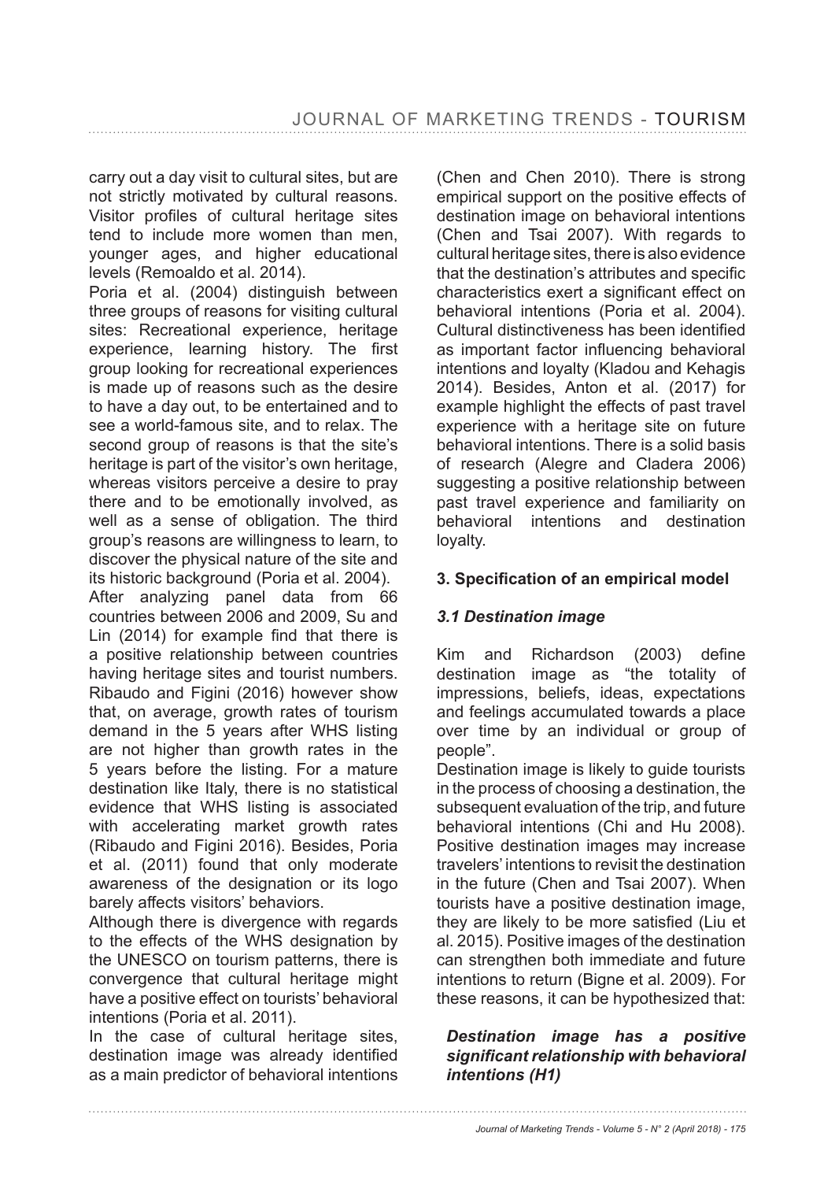carry out a day visit to cultural sites, but are not strictly motivated by cultural reasons. Visitor profiles of cultural heritage sites tend to include more women than men, younger ages, and higher educational levels (Remoaldo et al. 2014).

Poria et al. (2004) distinguish between three groups of reasons for visiting cultural sites: Recreational experience, heritage experience, learning history. The first group looking for recreational experiences is made up of reasons such as the desire to have a day out, to be entertained and to see a world-famous site, and to relax. The second group of reasons is that the site's heritage is part of the visitor's own heritage, whereas visitors perceive a desire to pray there and to be emotionally involved, as well as a sense of obligation. The third group's reasons are willingness to learn, to discover the physical nature of the site and its historic background (Poria et al. 2004).

After analyzing panel data from 66 countries between 2006 and 2009, Su and Lin (2014) for example find that there is a positive relationship between countries having heritage sites and tourist numbers. Ribaudo and Figini (2016) however show that, on average, growth rates of tourism demand in the 5 years after WHS listing are not higher than growth rates in the 5 years before the listing. For a mature destination like Italy, there is no statistical evidence that WHS listing is associated with accelerating market growth rates (Ribaudo and Figini 2016). Besides, Poria et al. (2011) found that only moderate awareness of the designation or its logo barely affects visitors' behaviors.

Although there is divergence with regards to the effects of the WHS designation by the UNESCO on tourism patterns, there is convergence that cultural heritage might have a positive effect on tourists' behavioral intentions (Poria et al. 2011).

In the case of cultural heritage sites, destination image was already identified as a main predictor of behavioral intentions (Chen and Chen 2010). There is strong empirical support on the positive effects of destination image on behavioral intentions (Chen and Tsai 2007). With regards to cultural heritage sites, there is also evidence that the destination's attributes and specific characteristics exert a significant effect on behavioral intentions (Poria et al. 2004). Cultural distinctiveness has been identified as important factor influencing behavioral intentions and loyalty (Kladou and Kehagis 2014). Besides, Anton et al. (2017) for example highlight the effects of past travel experience with a heritage site on future behavioral intentions. There is a solid basis of research (Alegre and Cladera 2006) suggesting a positive relationship between past travel experience and familiarity on behavioral intentions and destination loyalty.

## 3. Specification of an empirical model

### *3.1 Destination image*

Kim and Richardson (2003) define destination image as "the totality of impressions, beliefs, ideas, expectations and feelings accumulated towards a place over time by an individual or group of people".

Destination image is likely to guide tourists in the process of choosing a destination, the subsequent evaluation of the trip, and future behavioral intentions (Chi and Hu 2008). Positive destination images may increase travelers' intentions to revisit the destination in the future (Chen and Tsai 2007). When tourists have a positive destination image, they are likely to be more satisfied (Liu et al. 2015). Positive images of the destination can strengthen both immediate and future intentions to return (Bigne et al. 2009). For these reasons, it can be hypothesized that:

> ***Destination image has a positive significant relationship with behavioral intentions (H1)***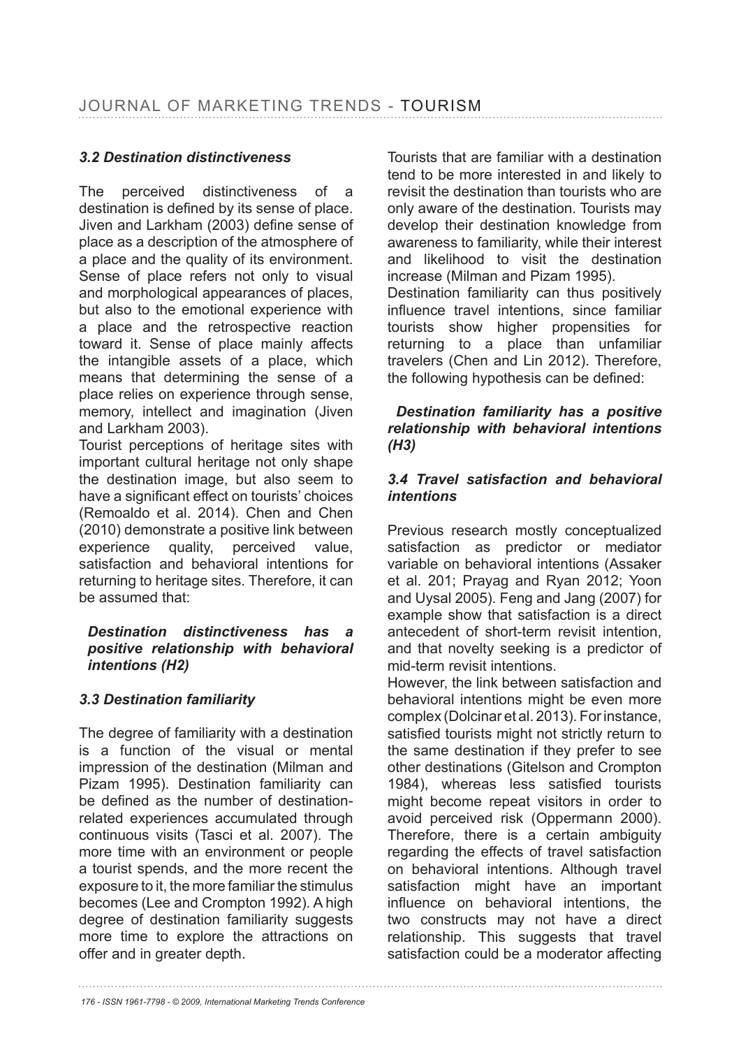### 3.2 Destination distinctiveness

The perceived distinctiveness of a destination is defined by its sense of place. Jiven and Larkham (2003) define sense of place as a description of the atmosphere of a place and the quality of its environment. Sense of place refers not only to visual and morphological appearances of places, but also to the emotional experience with a place and the retrospective reaction toward it. Sense of place mainly affects the intangible assets of a place, which means that determining the sense of a place relies on experience through sense, memory, intellect and imagination (Jiven and Larkham 2003).

Tourist perceptions of heritage sites with important cultural heritage not only shape the destination image, but also seem to have a significant effect on tourists' choices (Remoaldo et al. 2014). Chen and Chen (2010) demonstrate a positive link between experience quality, perceived value, satisfaction and behavioral intentions for returning to heritage sites. Therefore, it can be assumed that:

***Destination distinctiveness has a positive relationship with behavioral intentions (H2)***

### 3.3 Destination familiarity

The degree of familiarity with a destination is a function of the visual or mental impression of the destination (Milman and Pizam 1995). Destination familiarity can be defined as the number of destination-related experiences accumulated through continuous visits (Tasci et al. 2007). The more time with an environment or people a tourist spends, and the more recent the exposure to it, the more familiar the stimulus becomes (Lee and Crompton 1992). A high degree of destination familiarity suggests more time to explore the attractions on offer and in greater depth.

Tourists that are familiar with a destination tend to be more interested in and likely to revisit the destination than tourists who are only aware of the destination. Tourists may develop their destination knowledge from awareness to familiarity, while their interest and likelihood to visit the destination increase (Milman and Pizam 1995).

Destination familiarity can thus positively influence travel intentions, since familiar tourists show higher propensities for returning to a place than unfamiliar travelers (Chen and Lin 2012). Therefore, the following hypothesis can be defined:

***Destination familiarity has a positive relationship with behavioral intentions (H3)***

### 3.4 Travel satisfaction and behavioral intentions

Previous research mostly conceptualized satisfaction as predictor or mediator variable on behavioral intentions (Assaker et al. 201; Prayag and Ryan 2012; Yoon and Uysal 2005). Feng and Jang (2007) for example show that satisfaction is a direct antecedent of short-term revisit intention, and that novelty seeking is a predictor of mid-term revisit intentions.

However, the link between satisfaction and behavioral intentions might be even more complex (Dolcinar et al. 2013). For instance, satisfied tourists might not strictly return to the same destination if they prefer to see other destinations (Gitelson and Crompton 1984), whereas less satisfied tourists might become repeat visitors in order to avoid perceived risk (Oppermann 2000). Therefore, there is a certain ambiguity regarding the effects of travel satisfaction on behavioral intentions. Although travel satisfaction might have an important influence on behavioral intentions, the two constructs may not have a direct relationship. This suggests that travel satisfaction could be a moderator affecting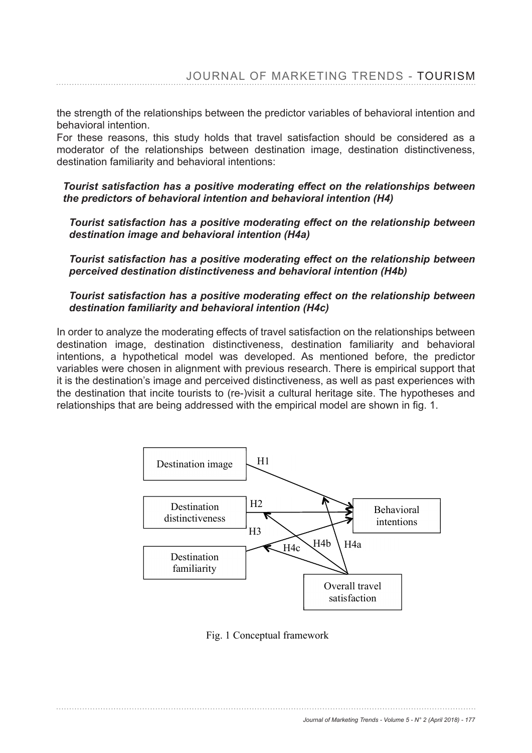the strength of the relationships between the predictor variables of behavioral intention and behavioral intention.

For these reasons, this study holds that travel satisfaction should be considered as a moderator of the relationships between destination image, destination distinctiveness, destination familiarity and behavioral intentions:

***Tourist satisfaction has a positive moderating effect on the relationships between the predictors of behavioral intention and behavioral intention (H4)***

***Tourist satisfaction has a positive moderating effect on the relationship between destination image and behavioral intention (H4a)***

***Tourist satisfaction has a positive moderating effect on the relationship between perceived destination distinctiveness and behavioral intention (H4b)***

***Tourist satisfaction has a positive moderating effect on the relationship between destination familiarity and behavioral intention (H4c)***

In order to analyze the moderating effects of travel satisfaction on the relationships between destination image, destination distinctiveness, destination familiarity and behavioral intentions, a hypothetical model was developed. As mentioned before, the predictor variables were chosen in alignment with previous research. There is empirical support that it is the destination's image and perceived distinctiveness, as well as past experiences with the destination that incite tourists to (re-)visit a cultural heritage site. The hypotheses and relationships that are being addressed with the empirical model are shown in fig. 1.

Destination image — H1 → Behavioral intentions
Destination distinctiveness — H2 → Behavioral intentions
Destination familiarity — H3 → Behavioral intentions
Overall travel satisfaction — H4a, H4b, H4c (moderating)

Fig. 1 Conceptual framework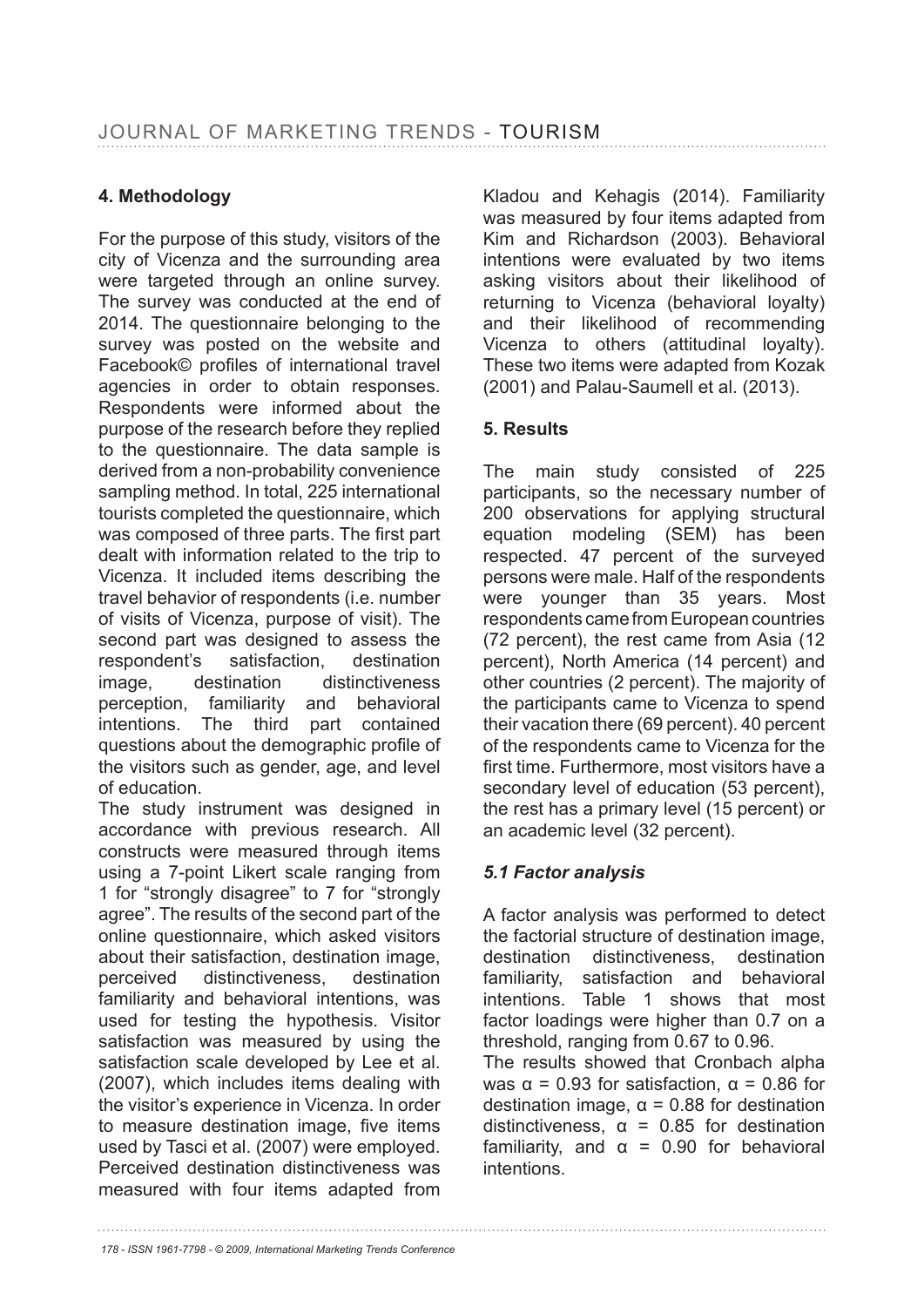## 4. Methodology

For the purpose of this study, visitors of the city of Vicenza and the surrounding area were targeted through an online survey. The survey was conducted at the end of 2014. The questionnaire belonging to the survey was posted on the website and Facebook© profiles of international travel agencies in order to obtain responses. Respondents were informed about the purpose of the research before they replied to the questionnaire. The data sample is derived from a non-probability convenience sampling method. In total, 225 international tourists completed the questionnaire, which was composed of three parts. The first part dealt with information related to the trip to Vicenza. It included items describing the travel behavior of respondents (i.e. number of visits of Vicenza, purpose of visit). The second part was designed to assess the respondent's satisfaction, destination image, destination distinctiveness perception, familiarity and behavioral intentions. The third part contained questions about the demographic profile of the visitors such as gender, age, and level of education.

The study instrument was designed in accordance with previous research. All constructs were measured through items using a 7-point Likert scale ranging from 1 for "strongly disagree" to 7 for "strongly agree". The results of the second part of the online questionnaire, which asked visitors about their satisfaction, destination image, perceived distinctiveness, destination familiarity and behavioral intentions, was used for testing the hypothesis. Visitor satisfaction was measured by using the satisfaction scale developed by Lee et al. (2007), which includes items dealing with the visitor's experience in Vicenza. In order to measure destination image, five items used by Tasci et al. (2007) were employed. Perceived destination distinctiveness was measured with four items adapted from Kladou and Kehagis (2014). Familiarity was measured by four items adapted from Kim and Richardson (2003). Behavioral intentions were evaluated by two items asking visitors about their likelihood of returning to Vicenza (behavioral loyalty) and their likelihood of recommending Vicenza to others (attitudinal loyalty). These two items were adapted from Kozak (2001) and Palau-Saumell et al. (2013).

## 5. Results

The main study consisted of 225 participants, so the necessary number of 200 observations for applying structural equation modeling (SEM) has been respected. 47 percent of the surveyed persons were male. Half of the respondents were younger than 35 years. Most respondents came from European countries (72 percent), the rest came from Asia (12 percent), North America (14 percent) and other countries (2 percent). The majority of the participants came to Vicenza to spend their vacation there (69 percent). 40 percent of the respondents came to Vicenza for the first time. Furthermore, most visitors have a secondary level of education (53 percent), the rest has a primary level (15 percent) or an academic level (32 percent).

### *5.1 Factor analysis*

A factor analysis was performed to detect the factorial structure of destination image, destination distinctiveness, destination familiarity, satisfaction and behavioral intentions. Table 1 shows that most factor loadings were higher than 0.7 on a threshold, ranging from 0.67 to 0.96.

The results showed that Cronbach alpha was $\alpha = 0.93$ for satisfaction, $\alpha = 0.86$ for destination image, $\alpha = 0.88$ for destination distinctiveness, $\alpha = 0.85$ for destination familiarity, and $\alpha = 0.90$ for behavioral intentions.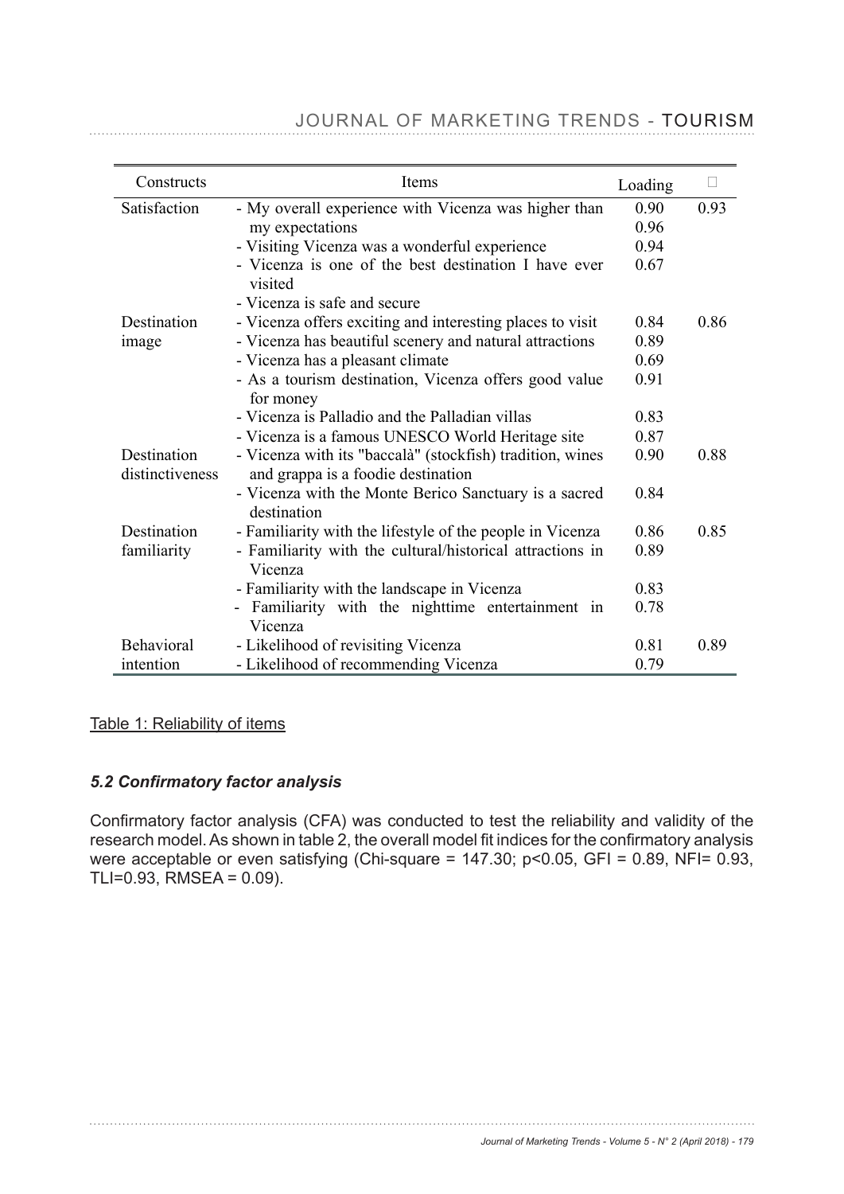| Constructs | Items | Loading | □ |
|---|---|---|---|
| Satisfaction | - My overall experience with Vicenza was higher than my expectations | 0.90 | 0.93 |
| | | 0.96 | |
| | - Visiting Vicenza was a wonderful experience | 0.94 | |
| | - Vicenza is one of the best destination I have ever visited | 0.67 | |
| | - Vicenza is safe and secure | | |
| Destination image | - Vicenza offers exciting and interesting places to visit | 0.84 | 0.86 |
| | - Vicenza has beautiful scenery and natural attractions | 0.89 | |
| | - Vicenza has a pleasant climate | 0.69 | |
| | - As a tourism destination, Vicenza offers good value for money | 0.91 | |
| | - Vicenza is Palladio and the Palladian villas | 0.83 | |
| | - Vicenza is a famous UNESCO World Heritage site | 0.87 | |
| Destination distinctiveness | - Vicenza with its "baccalà" (stockfish) tradition, wines and grappa is a foodie destination | 0.90 | 0.88 |
| | - Vicenza with the Monte Berico Sanctuary is a sacred destination | 0.84 | |
| Destination familiarity | - Familiarity with the lifestyle of the people in Vicenza | 0.86 | 0.85 |
| | - Familiarity with the cultural/historical attractions in Vicenza | 0.89 | |
| | - Familiarity with the landscape in Vicenza | 0.83 | |
| | - Familiarity with the nighttime entertainment in Vicenza | 0.78 | |
| Behavioral intention | - Likelihood of revisiting Vicenza | 0.81 | 0.89 |
| | - Likelihood of recommending Vicenza | 0.79 | |

Table 1: Reliability of items

### *5.2 Confirmatory factor analysis*

Confirmatory factor analysis (CFA) was conducted to test the reliability and validity of the research model. As shown in table 2, the overall model fit indices for the confirmatory analysis were acceptable or even satisfying (Chi-square = 147.30; $p<0.05$, GFI = 0.89, NFI= 0.93, TLI=0.93, RMSEA = 0.09).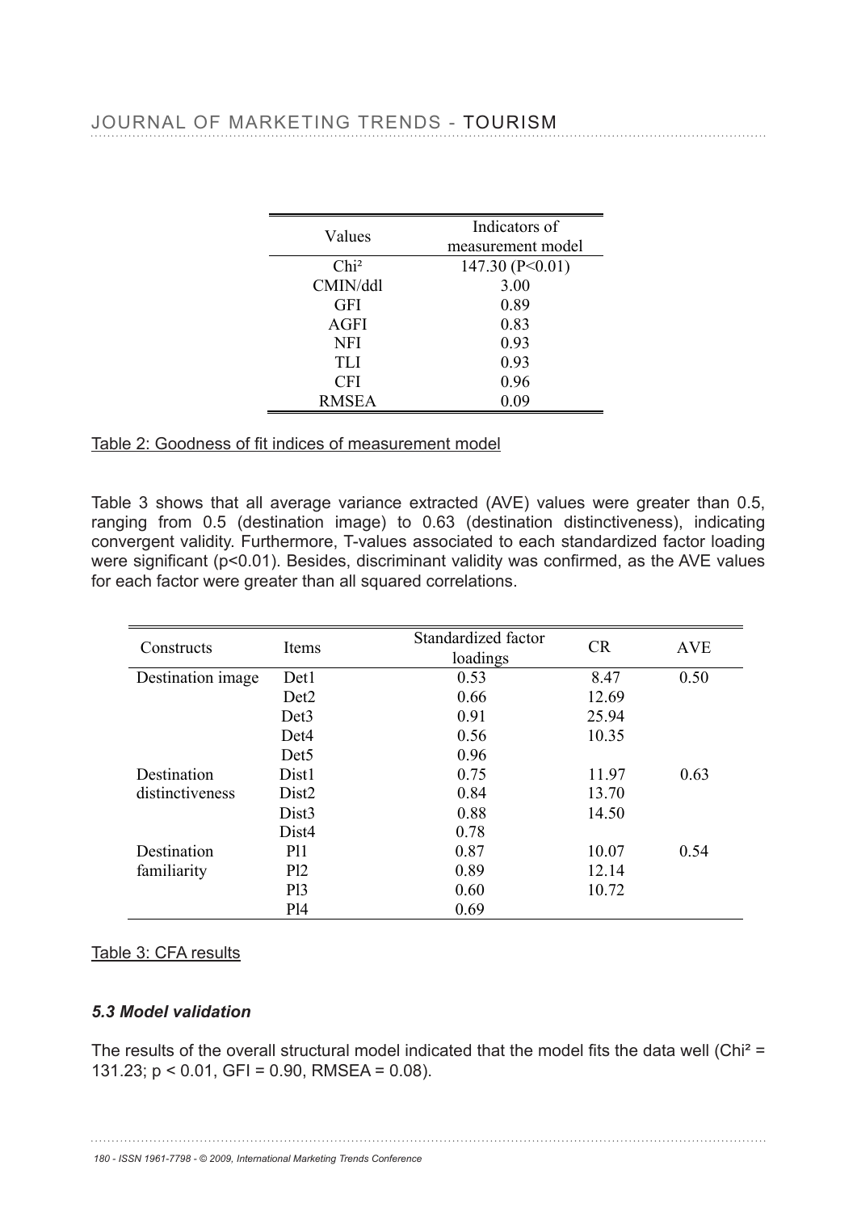| Values | Indicators of measurement model |
|---|---|
| Chi² | 147.30 (P<0.01) |
| CMIN/ddl | 3.00 |
| GFI | 0.89 |
| AGFI | 0.83 |
| NFI | 0.93 |
| TLI | 0.93 |
| CFI | 0.96 |
| RMSEA | 0.09 |

Table 2: Goodness of fit indices of measurement model

Table 3 shows that all average variance extracted (AVE) values were greater than 0.5, ranging from 0.5 (destination image) to 0.63 (destination distinctiveness), indicating convergent validity. Furthermore, T-values associated to each standardized factor loading were significant ($p<0.01$). Besides, discriminant validity was confirmed, as the AVE values for each factor were greater than all squared correlations.

| Constructs | Items | Standardized factor loadings | CR | AVE |
|---|---|---|---|---|
| Destination image | Det1 | 0.53 | 8.47 | 0.50 |
| | Det2 | 0.66 | 12.69 | |
| | Det3 | 0.91 | 25.94 | |
| | Det4 | 0.56 | 10.35 | |
| | Det5 | 0.96 | | |
| Destination distinctiveness | Dist1 | 0.75 | 11.97 | 0.63 |
| | Dist2 | 0.84 | 13.70 | |
| | Dist3 | 0.88 | 14.50 | |
| | Dist4 | 0.78 | | |
| Destination familiarity | Pl1 | 0.87 | 10.07 | 0.54 |
| | Pl2 | 0.89 | 12.14 | |
| | Pl3 | 0.60 | 10.72 | |
| | Pl4 | 0.69 | | |

Table 3: CFA results

### *5.3 Model validation*

The results of the overall structural model indicated that the model fits the data well (Chi² = 131.23; $p < 0.01$, GFI = 0.90, RMSEA = 0.08).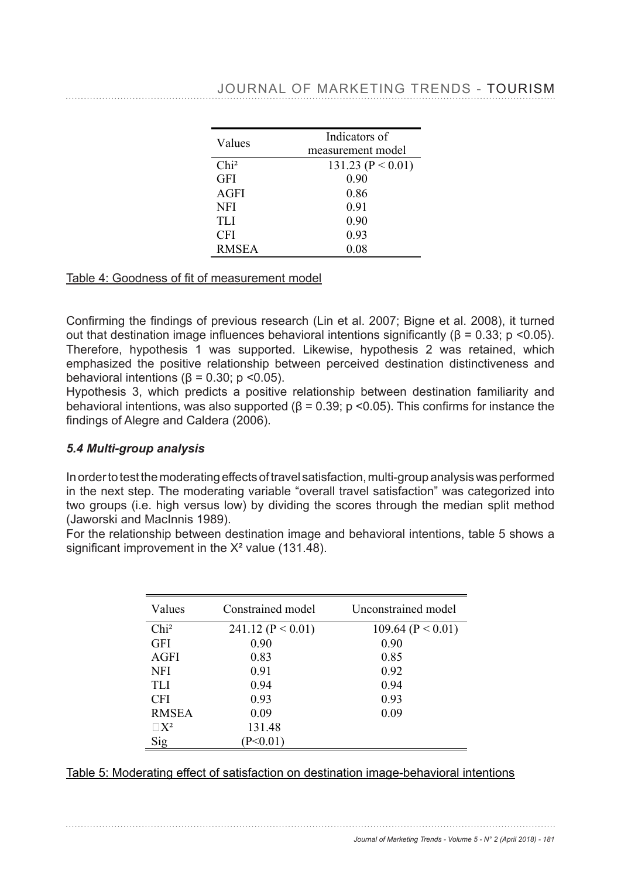| Values | Indicators of measurement model |
|---|---|
| Chi² | 131.23 (P < 0.01) |
| GFI | 0.90 |
| AGFI | 0.86 |
| NFI | 0.91 |
| TLI | 0.90 |
| CFI | 0.93 |
| RMSEA | 0.08 |

Table 4: Goodness of fit of measurement model

Confirming the findings of previous research (Lin et al. 2007; Bigne et al. 2008), it turned out that destination image influences behavioral intentions significantly ($\beta = 0.33$; $p < 0.05$). Therefore, hypothesis 1 was supported. Likewise, hypothesis 2 was retained, which emphasized the positive relationship between perceived destination distinctiveness and behavioral intentions ($\beta = 0.30$; $p < 0.05$).

Hypothesis 3, which predicts a positive relationship between destination familiarity and behavioral intentions, was also supported ($\beta = 0.39$; $p < 0.05$). This confirms for instance the findings of Alegre and Caldera (2006).

### *5.4 Multi-group analysis*

In order to test the moderating effects of travel satisfaction, multi-group analysis was performed in the next step. The moderating variable "overall travel satisfaction" was categorized into two groups (i.e. high versus low) by dividing the scores through the median split method (Jaworski and MacInnis 1989).

For the relationship between destination image and behavioral intentions, table 5 shows a significant improvement in the $X^2$ value (131.48).

| Values | Constrained model | Unconstrained model |
|---|---|---|
| Chi² | 241.12 (P < 0.01) | 109.64 (P < 0.01) |
| GFI | 0.90 | 0.90 |
| AGFI | 0.83 | 0.85 |
| NFI | 0.91 | 0.92 |
| TLI | 0.94 | 0.94 |
| CFI | 0.93 | 0.93 |
| RMSEA | 0.09 | 0.09 |
| $\Delta X^2$ | 131.48 | |
| Sig | (P<0.01) | |

Table 5: Moderating effect of satisfaction on destination image-behavioral intentions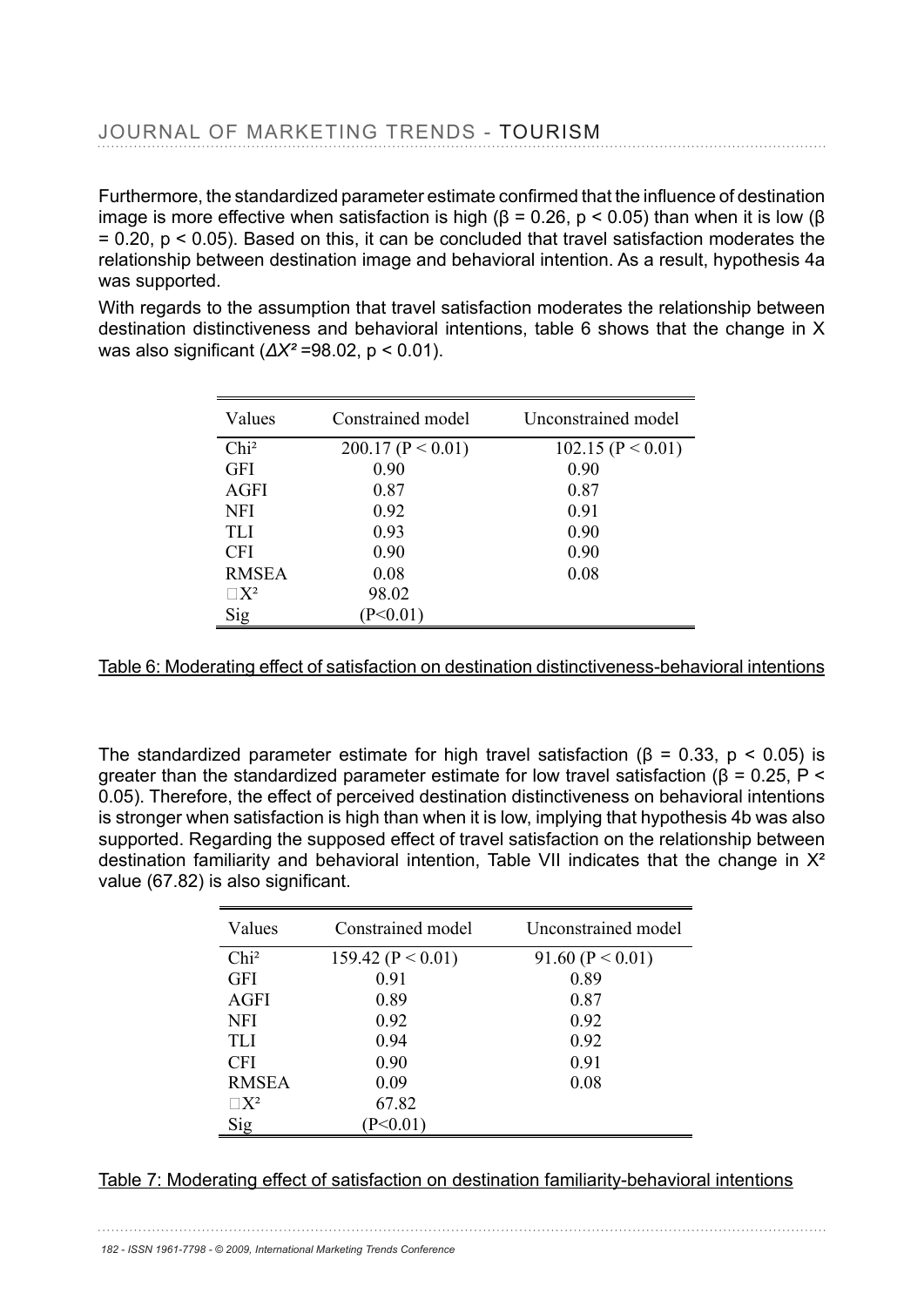Furthermore, the standardized parameter estimate confirmed that the influence of destination image is more effective when satisfaction is high ($\beta = 0.26$, $p < 0.05$) than when it is low ($\beta = 0.20$, $p < 0.05$). Based on this, it can be concluded that travel satisfaction moderates the relationship between destination image and behavioral intention. As a result, hypothesis 4a was supported.

With regards to the assumption that travel satisfaction moderates the relationship between destination distinctiveness and behavioral intentions, table 6 shows that the change in X was also significant ($\Delta X^2$ =98.02, $p < 0.01$).

| Values | Constrained model | Unconstrained model |
|---|---|---|
| Chi² | 200.17 (P < 0.01) | 102.15 (P < 0.01) |
| GFI | 0.90 | 0.90 |
| AGFI | 0.87 | 0.87 |
| NFI | 0.92 | 0.91 |
| TLI | 0.93 | 0.90 |
| CFI | 0.90 | 0.90 |
| RMSEA | 0.08 | 0.08 |
| □X² | 98.02 | |
| Sig | (P<0.01) | |

Table 6: Moderating effect of satisfaction on destination distinctiveness-behavioral intentions

The standardized parameter estimate for high travel satisfaction ($\beta = 0.33$, $p < 0.05$) is greater than the standardized parameter estimate for low travel satisfaction ($\beta = 0.25$, $P < 0.05$). Therefore, the effect of perceived destination distinctiveness on behavioral intentions is stronger when satisfaction is high than when it is low, implying that hypothesis 4b was also supported. Regarding the supposed effect of travel satisfaction on the relationship between destination familiarity and behavioral intention, Table VII indicates that the change in $X^2$ value (67.82) is also significant.

| Values | Constrained model | Unconstrained model |
|---|---|---|
| Chi² | 159.42 (P < 0.01) | 91.60 (P < 0.01) |
| GFI | 0.91 | 0.89 |
| AGFI | 0.89 | 0.87 |
| NFI | 0.92 | 0.92 |
| TLI | 0.94 | 0.92 |
| CFI | 0.90 | 0.91 |
| RMSEA | 0.09 | 0.08 |
| □X² | 67.82 | |
| Sig | (P<0.01) | |

Table 7: Moderating effect of satisfaction on destination familiarity-behavioral intentions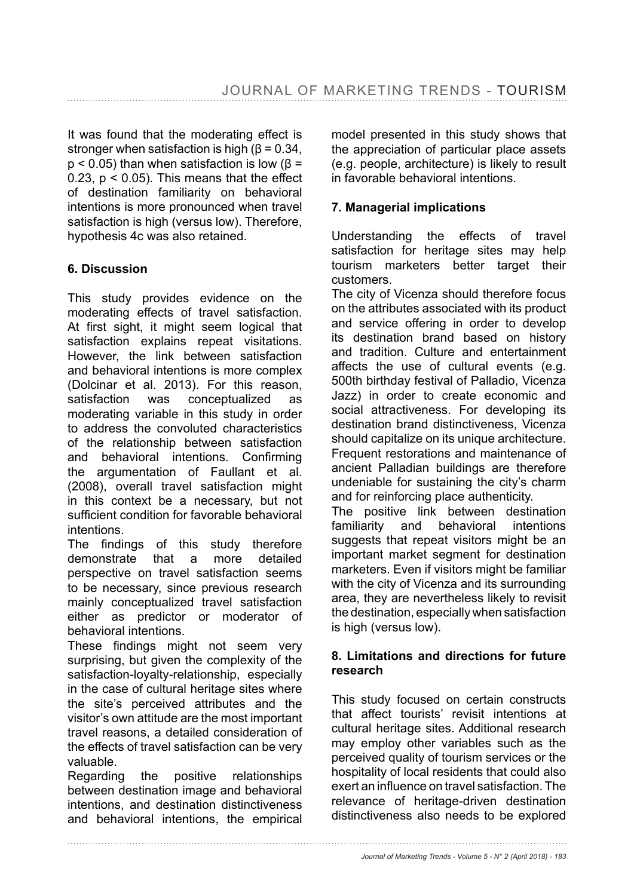It was found that the moderating effect is stronger when satisfaction is high ($\beta = 0.34$, $p < 0.05$) than when satisfaction is low ($\beta = 0.23$, $p < 0.05$). This means that the effect of destination familiarity on behavioral intentions is more pronounced when travel satisfaction is high (versus low). Therefore, hypothesis 4c was also retained.

## 6. Discussion

This study provides evidence on the moderating effects of travel satisfaction. At first sight, it might seem logical that satisfaction explains repeat visitations. However, the link between satisfaction and behavioral intentions is more complex (Dolcinar et al. 2013). For this reason, satisfaction was conceptualized as moderating variable in this study in order to address the convoluted characteristics of the relationship between satisfaction and behavioral intentions. Confirming the argumentation of Faullant et al. (2008), overall travel satisfaction might in this context be a necessary, but not sufficient condition for favorable behavioral intentions.

The findings of this study therefore demonstrate that a more detailed perspective on travel satisfaction seems to be necessary, since previous research mainly conceptualized travel satisfaction either as predictor or moderator of behavioral intentions.

These findings might not seem very surprising, but given the complexity of the satisfaction-loyalty-relationship, especially in the case of cultural heritage sites where the site's perceived attributes and the visitor's own attitude are the most important travel reasons, a detailed consideration of the effects of travel satisfaction can be very valuable.

Regarding the positive relationships between destination image and behavioral intentions, and destination distinctiveness and behavioral intentions, the empirical model presented in this study shows that the appreciation of particular place assets (e.g. people, architecture) is likely to result in favorable behavioral intentions.

## 7. Managerial implications

Understanding the effects of travel satisfaction for heritage sites may help tourism marketers better target their customers.

The city of Vicenza should therefore focus on the attributes associated with its product and service offering in order to develop its destination brand based on history and tradition. Culture and entertainment affects the use of cultural events (e.g. 500th birthday festival of Palladio, Vicenza Jazz) in order to create economic and social attractiveness. For developing its destination brand distinctiveness, Vicenza should capitalize on its unique architecture. Frequent restorations and maintenance of ancient Palladian buildings are therefore undeniable for sustaining the city's charm and for reinforcing place authenticity.

The positive link between destination familiarity and behavioral intentions suggests that repeat visitors might be an important market segment for destination marketers. Even if visitors might be familiar with the city of Vicenza and its surrounding area, they are nevertheless likely to revisit the destination, especially when satisfaction is high (versus low).

## 8. Limitations and directions for future research

This study focused on certain constructs that affect tourists' revisit intentions at cultural heritage sites. Additional research may employ other variables such as the perceived quality of tourism services or the hospitality of local residents that could also exert an influence on travel satisfaction. The relevance of heritage-driven destination distinctiveness also needs to be explored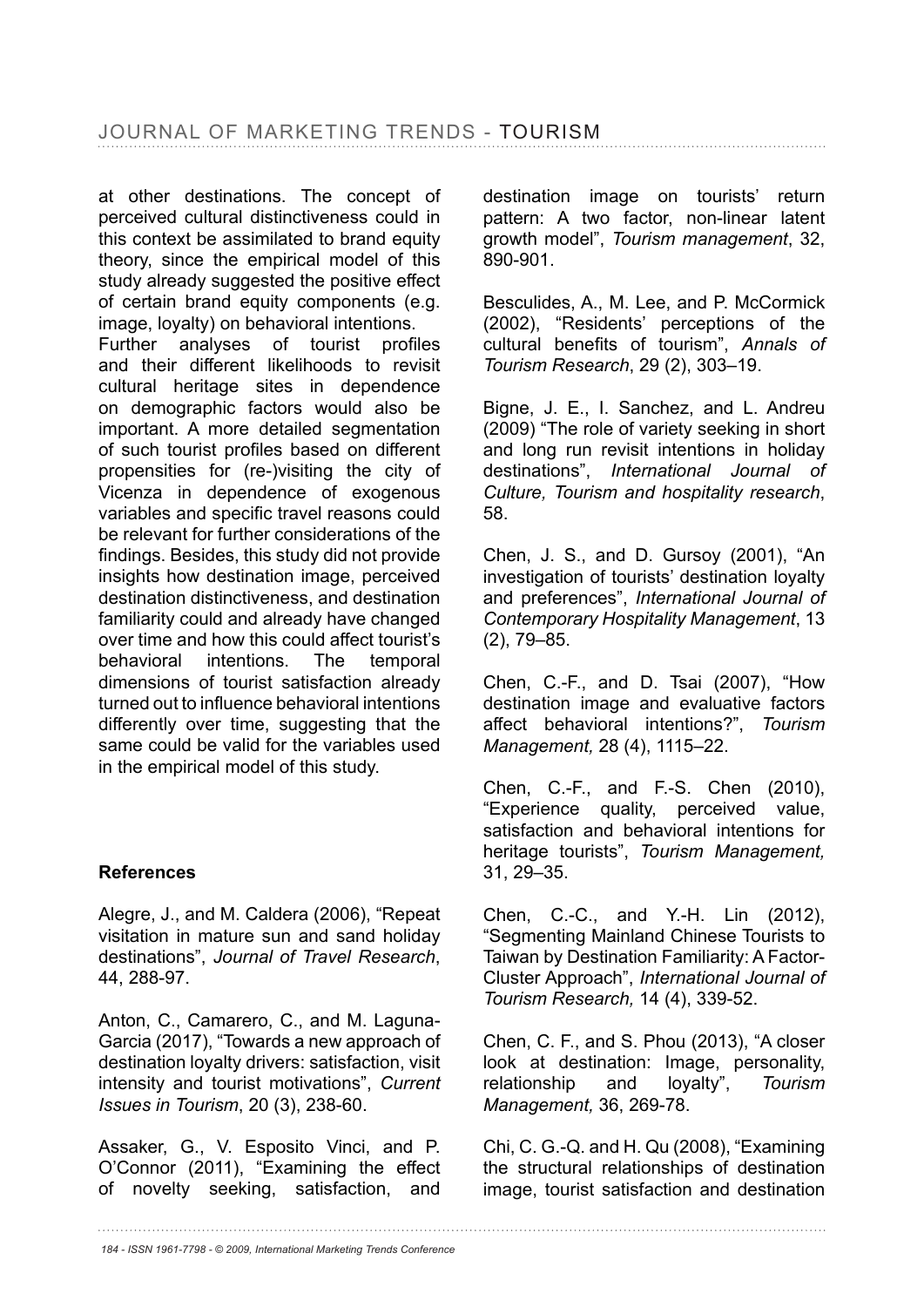at other destinations. The concept of perceived cultural distinctiveness could in this context be assimilated to brand equity theory, since the empirical model of this study already suggested the positive effect of certain brand equity components (e.g. image, loyalty) on behavioral intentions.
Further analyses of tourist profiles and their different likelihoods to revisit cultural heritage sites in dependence on demographic factors would also be important. A more detailed segmentation of such tourist profiles based on different propensities for (re-)visiting the city of Vicenza in dependence of exogenous variables and specific travel reasons could be relevant for further considerations of the findings. Besides, this study did not provide insights how destination image, perceived destination distinctiveness, and destination familiarity could and already have changed over time and how this could affect tourist's behavioral intentions. The temporal dimensions of tourist satisfaction already turned out to influence behavioral intentions differently over time, suggesting that the same could be valid for the variables used in the empirical model of this study.

### References

Alegre, J., and M. Caldera (2006), "Repeat visitation in mature sun and sand holiday destinations", *Journal of Travel Research*, 44, 288-97.

Anton, C., Camarero, C., and M. Laguna-Garcia (2017), "Towards a new approach of destination loyalty drivers: satisfaction, visit intensity and tourist motivations", *Current Issues in Tourism*, 20 (3), 238-60.

Assaker, G., V. Esposito Vinci, and P. O'Connor (2011), "Examining the effect of novelty seeking, satisfaction, and destination image on tourists' return pattern: A two factor, non-linear latent growth model", *Tourism management*, 32, 890-901.

Besculides, A., M. Lee, and P. McCormick (2002), "Residents' perceptions of the cultural benefits of tourism", *Annals of Tourism Research*, 29 (2), 303–19.

Bigne, J. E., I. Sanchez, and L. Andreu (2009) "The role of variety seeking in short and long run revisit intentions in holiday destinations", *International Journal of Culture, Tourism and hospitality research*, 58.

Chen, J. S., and D. Gursoy (2001), "An investigation of tourists' destination loyalty and preferences", *International Journal of Contemporary Hospitality Management*, 13 (2), 79–85.

Chen, C.-F., and D. Tsai (2007), "How destination image and evaluative factors affect behavioral intentions?", *Tourism Management,* 28 (4), 1115–22.

Chen, C.-F., and F.-S. Chen (2010), "Experience quality, perceived value, satisfaction and behavioral intentions for heritage tourists", *Tourism Management,* 31, 29–35.

Chen, C.-C., and Y.-H. Lin (2012), "Segmenting Mainland Chinese Tourists to Taiwan by Destination Familiarity: A Factor-Cluster Approach", *International Journal of Tourism Research,* 14 (4), 339-52.

Chen, C. F., and S. Phou (2013), "A closer look at destination: Image, personality, relationship and loyalty", *Tourism Management,* 36, 269-78.

Chi, C. G.-Q. and H. Qu (2008), "Examining the structural relationships of destination image, tourist satisfaction and destination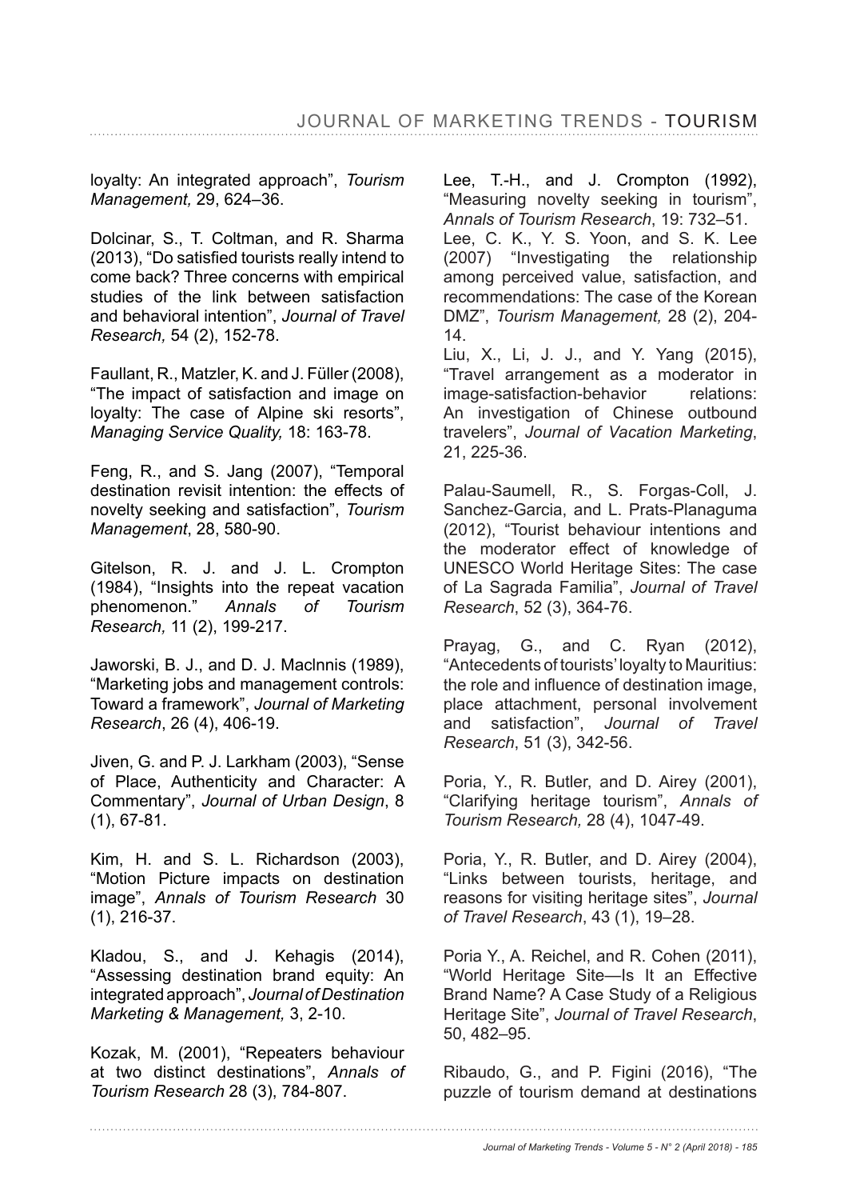loyalty: An integrated approach", *Tourism Management,* 29, 624–36.

Dolcinar, S., T. Coltman, and R. Sharma (2013), "Do satisfied tourists really intend to come back? Three concerns with empirical studies of the link between satisfaction and behavioral intention", *Journal of Travel Research,* 54 (2), 152-78.

Faullant, R., Matzler, K. and J. Füller (2008), "The impact of satisfaction and image on loyalty: The case of Alpine ski resorts", *Managing Service Quality,* 18: 163-78.

Feng, R., and S. Jang (2007), "Temporal destination revisit intention: the effects of novelty seeking and satisfaction", *Tourism Management*, 28, 580-90.

Gitelson, R. J. and J. L. Crompton (1984), "Insights into the repeat vacation phenomenon." *Annals of Tourism Research,* 11 (2), 199-217.

Jaworski, B. J., and D. J. Maclnnis (1989), "Marketing jobs and management controls: Toward a framework", *Journal of Marketing Research*, 26 (4), 406-19.

Jiven, G. and P. J. Larkham (2003), "Sense of Place, Authenticity and Character: A Commentary", *Journal of Urban Design*, 8 (1), 67-81.

Kim, H. and S. L. Richardson (2003), "Motion Picture impacts on destination image", *Annals of Tourism Research* 30 (1), 216-37.

Kladou, S., and J. Kehagis (2014), "Assessing destination brand equity: An integrated approach", *Journal of Destination Marketing & Management,* 3, 2-10.

Kozak, M. (2001), "Repeaters behaviour at two distinct destinations", *Annals of Tourism Research* 28 (3), 784-807.

Lee, T.-H., and J. Crompton (1992), "Measuring novelty seeking in tourism", *Annals of Tourism Research*, 19: 732–51.

Lee, C. K., Y. S. Yoon, and S. K. Lee (2007) "Investigating the relationship among perceived value, satisfaction, and recommendations: The case of the Korean DMZ", *Tourism Management,* 28 (2), 204-14.

Liu, X., Li, J. J., and Y. Yang (2015), "Travel arrangement as a moderator in image-satisfaction-behavior relations: An investigation of Chinese outbound travelers", *Journal of Vacation Marketing*, 21, 225-36.

Palau-Saumell, R., S. Forgas-Coll, J. Sanchez-Garcia, and L. Prats-Planaguma (2012), "Tourist behaviour intentions and the moderator effect of knowledge of UNESCO World Heritage Sites: The case of La Sagrada Familia", *Journal of Travel Research*, 52 (3), 364-76.

Prayag, G., and C. Ryan (2012), "Antecedents of tourists' loyalty to Mauritius: the role and influence of destination image, place attachment, personal involvement and satisfaction", *Journal of Travel Research*, 51 (3), 342-56.

Poria, Y., R. Butler, and D. Airey (2001), "Clarifying heritage tourism", *Annals of Tourism Research,* 28 (4), 1047-49.

Poria, Y., R. Butler, and D. Airey (2004), "Links between tourists, heritage, and reasons for visiting heritage sites", *Journal of Travel Research*, 43 (1), 19–28.

Poria Y., A. Reichel, and R. Cohen (2011), "World Heritage Site—Is It an Effective Brand Name? A Case Study of a Religious Heritage Site", *Journal of Travel Research*, 50, 482–95.

Ribaudo, G., and P. Figini (2016), "The puzzle of tourism demand at destinations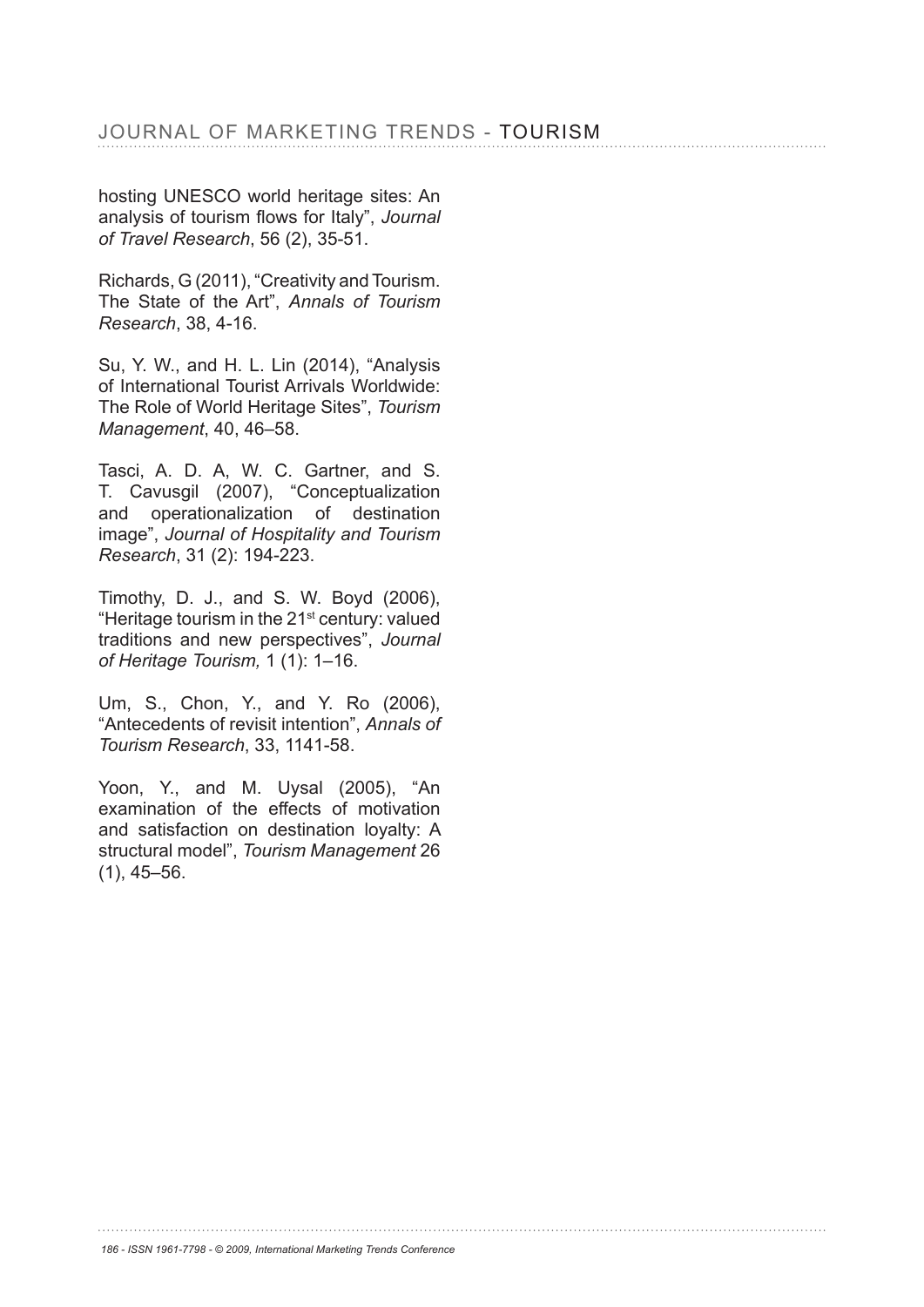hosting UNESCO world heritage sites: An analysis of tourism flows for Italy", *Journal of Travel Research*, 56 (2), 35-51.

Richards, G (2011), "Creativity and Tourism. The State of the Art", *Annals of Tourism Research*, 38, 4-16.

Su, Y. W., and H. L. Lin (2014), "Analysis of International Tourist Arrivals Worldwide: The Role of World Heritage Sites", *Tourism Management*, 40, 46–58.

Tasci, A. D. A, W. C. Gartner, and S. T. Cavusgil (2007), "Conceptualization and operationalization of destination image", *Journal of Hospitality and Tourism Research*, 31 (2): 194-223.

Timothy, D. J., and S. W. Boyd (2006), "Heritage tourism in the 21st century: valued traditions and new perspectives", *Journal of Heritage Tourism,* 1 (1): 1–16.

Um, S., Chon, Y., and Y. Ro (2006), "Antecedents of revisit intention", *Annals of Tourism Research*, 33, 1141-58.

Yoon, Y., and M. Uysal (2005), "An examination of the effects of motivation and satisfaction on destination loyalty: A structural model", *Tourism Management* 26 (1), 45–56.